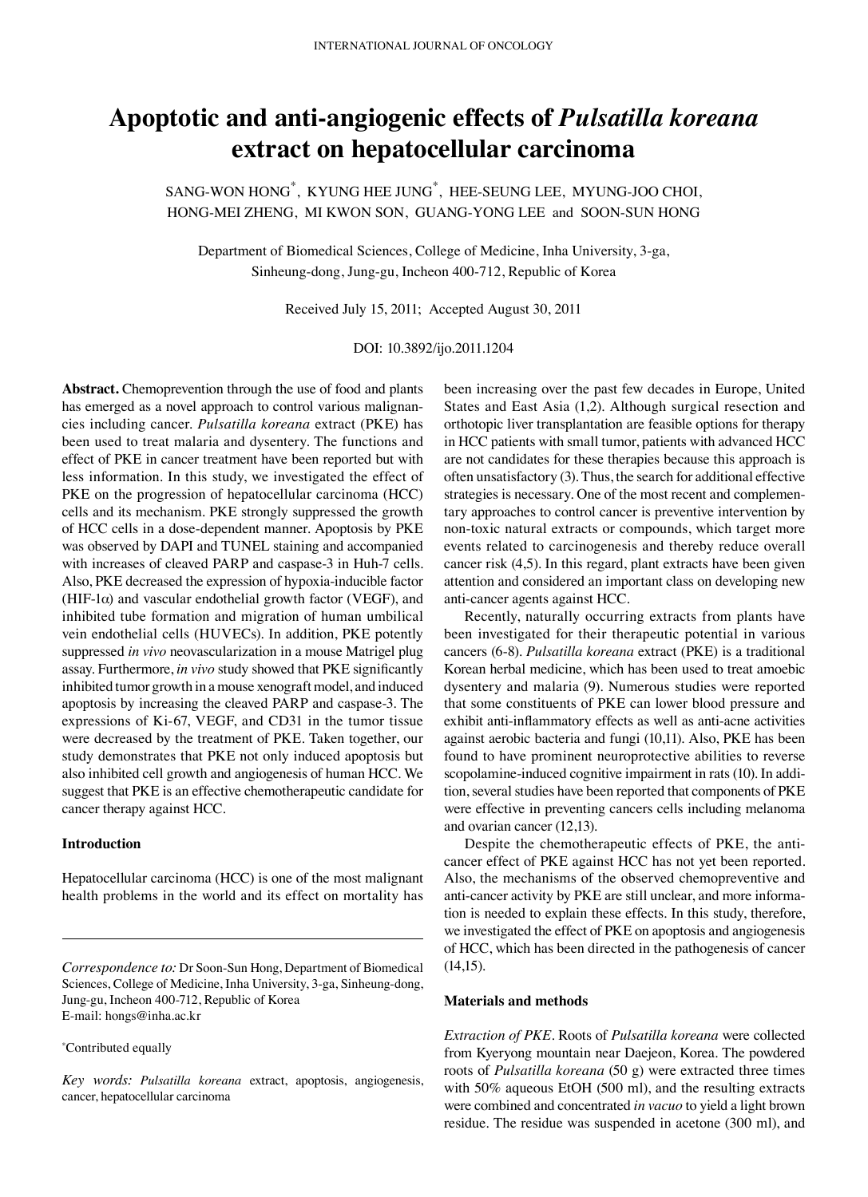# Apoptotic and anti-angiogenic effects of *Pulsatilla koreana* extract on hepatocellular carcinoma

SANG-WON HONG[*], KYUNG HEE JUNG[*], HEE-SEUNG LEE, MYUNG-JOO CHOI, HONG-MEI ZHENG, MI KWON SON, GUANG-YONG LEE and SOON-SUN HONG

Department of Biomedical Sciences, College of Medicine, Inha University, 3-ga, Sinheung-dong, Jung-gu, Incheon 400-712, Republic of Korea

Received July 15, 2011; Accepted August 30, 2011

DOI: 10.3892/ijo.2011.1204

**Abstract.** Chemoprevention through the use of food and plants has emerged as a novel approach to control various malignancies including cancer. *Pulsatilla koreana* extract (PKE) has been used to treat malaria and dysentery. The functions and effect of PKE in cancer treatment have been reported but with less information. In this study, we investigated the effect of PKE on the progression of hepatocellular carcinoma (HCC) cells and its mechanism. PKE strongly suppressed the growth of HCC cells in a dose-dependent manner. Apoptosis by PKE was observed by DAPI and TUNEL staining and accompanied with increases of cleaved PARP and caspase-3 in Huh-7 cells. Also, PKE decreased the expression of hypoxia-inducible factor (HIF-1$\alpha$) and vascular endothelial growth factor (VEGF), and inhibited tube formation and migration of human umbilical vein endothelial cells (HUVECs). In addition, PKE potently suppressed *in vivo* neovascularization in a mouse Matrigel plug assay. Furthermore, *in vivo* study showed that PKE significantly inhibited tumor growth in a mouse xenograft model, and induced apoptosis by increasing the cleaved PARP and caspase-3. The expressions of Ki-67, VEGF, and CD31 in the tumor tissue were decreased by the treatment of PKE. Taken together, our study demonstrates that PKE not only induced apoptosis but also inhibited cell growth and angiogenesis of human HCC. We suggest that PKE is an effective chemotherapeutic candidate for cancer therapy against HCC.

## Introduction

Hepatocellular carcinoma (HCC) is one of the most malignant health problems in the world and its effect on mortality has been increasing over the past few decades in Europe, United States and East Asia (1,2). Although surgical resection and orthotopic liver transplantation are feasible options for therapy in HCC patients with small tumor, patients with advanced HCC are not candidates for these therapies because this approach is often unsatisfactory (3). Thus, the search for additional effective strategies is necessary. One of the most recent and complementary approaches to control cancer is preventive intervention by non-toxic natural extracts or compounds, which target more events related to carcinogenesis and thereby reduce overall cancer risk (4,5). In this regard, plant extracts have been given attention and considered an important class on developing new anti-cancer agents against HCC.

Recently, naturally occurring extracts from plants have been investigated for their therapeutic potential in various cancers (6-8). *Pulsatilla koreana* extract (PKE) is a traditional Korean herbal medicine, which has been used to treat amoebic dysentery and malaria (9). Numerous studies were reported that some constituents of PKE can lower blood pressure and exhibit anti-inflammatory effects as well as anti-acne activities against aerobic bacteria and fungi (10,11). Also, PKE has been found to have prominent neuroprotective abilities to reverse scopolamine-induced cognitive impairment in rats (10). In addition, several studies have been reported that components of PKE were effective in preventing cancers cells including melanoma and ovarian cancer (12,13).

Despite the chemotherapeutic effects of PKE, the anti-cancer effect of PKE against HCC has not yet been reported. Also, the mechanisms of the observed chemopreventive and anti-cancer activity by PKE are still unclear, and more information is needed to explain these effects. In this study, therefore, we investigated the effect of PKE on apoptosis and angiogenesis of HCC, which has been directed in the pathogenesis of cancer (14,15).

## Materials and methods

*Extraction of PKE.* Roots of *Pulsatilla koreana* were collected from Kyeryong mountain near Daejeon, Korea. The powdered roots of *Pulsatilla koreana* (50 g) were extracted three times with 50% aqueous EtOH (500 ml), and the resulting extracts were combined and concentrated *in vacuo* to yield a light brown residue. The residue was suspended in acetone (300 ml), and

---

*Correspondence to:* Dr Soon-Sun Hong, Department of Biomedical Sciences, College of Medicine, Inha University, 3-ga, Sinheung-dong, Jung-gu, Incheon 400-712, Republic of Korea
E-mail: hongs@inha.ac.kr

[*]Contributed equally

*Key words: Pulsatilla koreana* extract, apoptosis, angiogenesis, cancer, hepatocellular carcinoma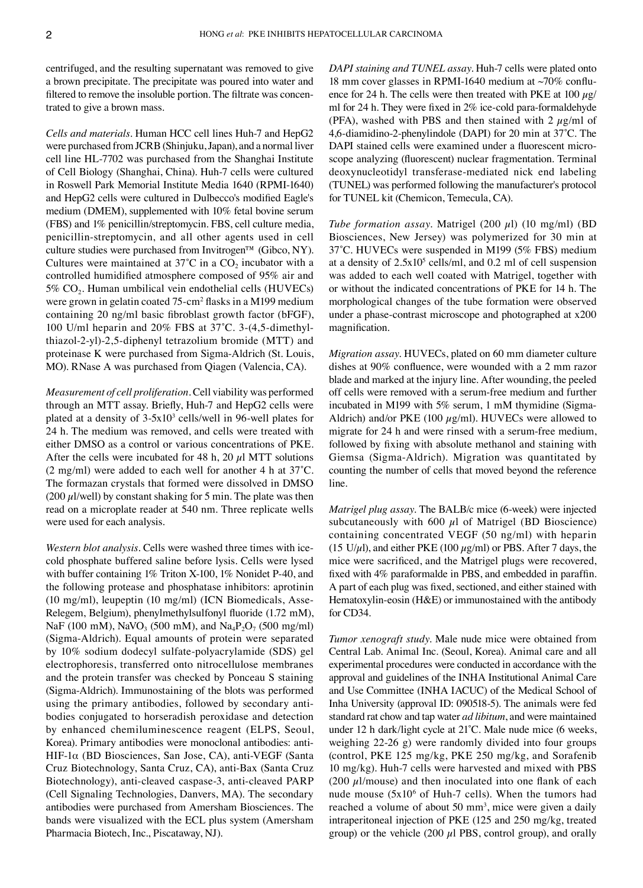centrifuged, and the resulting supernatant was removed to give a brown precipitate. The precipitate was poured into water and filtered to remove the insoluble portion. The filtrate was concentrated to give a brown mass.

*Cells and materials.* Human HCC cell lines Huh-7 and HepG2 were purchased from JCRB (Shinjuku, Japan), and a normal liver cell line HL-7702 was purchased from the Shanghai Institute of Cell Biology (Shanghai, China). Huh-7 cells were cultured in Roswell Park Memorial Institute Media 1640 (RPMI-1640) and HepG2 cells were cultured in Dulbecco's modified Eagle's medium (DMEM), supplemented with 10% fetal bovine serum (FBS) and 1% penicillin/streptomycin. FBS, cell culture media, penicillin-streptomycin, and all other agents used in cell culture studies were purchased from Invitrogen™ (Gibco, NY). Cultures were maintained at 37˚C in a $CO_2$ incubator with a controlled humidified atmosphere composed of 95% air and 5% $CO_2$. Human umbilical vein endothelial cells (HUVECs) were grown in gelatin coated 75-cm$^2$ flasks in a M199 medium containing 20 ng/ml basic fibroblast growth factor (bFGF), 100 U/ml heparin and 20% FBS at 37˚C. 3-(4,5-dimethylthiazol-2-yl)-2,5-diphenyl tetrazolium bromide (MTT) and proteinase K were purchased from Sigma-Aldrich (St. Louis, MO). RNase A was purchased from Qiagen (Valencia, CA).

*Measurement of cell proliferation.* Cell viability was performed through an MTT assay. Briefly, Huh-7 and HepG2 cells were plated at a density of 3-5x10$^3$ cells/well in 96-well plates for 24 h. The medium was removed, and cells were treated with either DMSO as a control or various concentrations of PKE. After the cells were incubated for 48 h, 20 $\mu$l MTT solutions (2 mg/ml) were added to each well for another 4 h at 37˚C. The formazan crystals that formed were dissolved in DMSO (200 $\mu$l/well) by constant shaking for 5 min. The plate was then read on a microplate reader at 540 nm. Three replicate wells were used for each analysis.

*Western blot analysis.* Cells were washed three times with ice-cold phosphate buffered saline before lysis. Cells were lysed with buffer containing 1% Triton X-100, 1% Nonidet P-40, and the following protease and phosphatase inhibitors: aprotinin (10 mg/ml), leupeptin (10 mg/ml) (ICN Biomedicals, Asse-Relegem, Belgium), phenylmethylsulfonyl fluoride (1.72 mM), NaF (100 mM), $NaVO_3$ (500 mM), and $Na_4P_2O_7$ (500 mg/ml) (Sigma-Aldrich). Equal amounts of protein were separated by 10% sodium dodecyl sulfate-polyacrylamide (SDS) gel electrophoresis, transferred onto nitrocellulose membranes and the protein transfer was checked by Ponceau S staining (Sigma-Aldrich). Immunostaining of the blots was performed using the primary antibodies, followed by secondary antibodies conjugated to horseradish peroxidase and detection by enhanced chemiluminescence reagent (ELPS, Seoul, Korea). Primary antibodies were monoclonal antibodies: anti-HIF-1$\alpha$ (BD Biosciences, San Jose, CA), anti-VEGF (Santa Cruz Biotechnology, Santa Cruz, CA), anti-Bax (Santa Cruz Biotechnology), anti-cleaved caspase-3, anti-cleaved PARP (Cell Signaling Technologies, Danvers, MA). The secondary antibodies were purchased from Amersham Biosciences. The bands were visualized with the ECL plus system (Amersham Pharmacia Biotech, Inc., Piscataway, NJ).

*DAPI staining and TUNEL assay.* Huh-7 cells were plated onto 18 mm cover glasses in RPMI-1640 medium at ~70% confluence for 24 h. The cells were then treated with PKE at 100 $\mu$g/ml for 24 h. They were fixed in 2% ice-cold para-formaldehyde (PFA), washed with PBS and then stained with 2 $\mu$g/ml of 4,6-diamidino-2-phenylindole (DAPI) for 20 min at 37˚C. The DAPI stained cells were examined under a fluorescent microscope analyzing (fluorescent) nuclear fragmentation. Terminal deoxynucleotidyl transferase-mediated nick end labeling (TUNEL) was performed following the manufacturer's protocol for TUNEL kit (Chemicon, Temecula, CA).

*Tube formation assay.* Matrigel (200 $\mu$l) (10 mg/ml) (BD Biosciences, New Jersey) was polymerized for 30 min at 37˚C. HUVECs were suspended in M199 (5% FBS) medium at a density of 2.5x10$^5$ cells/ml, and 0.2 ml of cell suspension was added to each well coated with Matrigel, together with or without the indicated concentrations of PKE for 14 h. The morphological changes of the tube formation were observed under a phase-contrast microscope and photographed at x200 magnification.

*Migration assay.* HUVECs, plated on 60 mm diameter culture dishes at 90% confluence, were wounded with a 2 mm razor blade and marked at the injury line. After wounding, the peeled off cells were removed with a serum-free medium and further incubated in M199 with 5% serum, 1 mM thymidine (Sigma-Aldrich) and/or PKE (100 $\mu$g/ml). HUVECs were allowed to migrate for 24 h and were rinsed with a serum-free medium, followed by fixing with absolute methanol and staining with Giemsa (Sigma-Aldrich). Migration was quantitated by counting the number of cells that moved beyond the reference line.

*Matrigel plug assay.* The BALB/c mice (6-week) were injected subcutaneously with 600 $\mu$l of Matrigel (BD Bioscience) containing concentrated VEGF (50 ng/ml) with heparin (15 U/$\mu$l), and either PKE (100 $\mu$g/ml) or PBS. After 7 days, the mice were sacrificed, and the Matrigel plugs were recovered, fixed with 4% paraformalde in PBS, and embedded in paraffin. A part of each plug was fixed, sectioned, and either stained with Hematoxylin-eosin (H&E) or immunostained with the antibody for CD34.

*Tumor xenograft study.* Male nude mice were obtained from Central Lab. Animal Inc. (Seoul, Korea). Animal care and all experimental procedures were conducted in accordance with the approval and guidelines of the INHA Institutional Animal Care and Use Committee (INHA IACUC) of the Medical School of Inha University (approval ID: 090518-5). The animals were fed standard rat chow and tap water *ad libitum*, and were maintained under 12 h dark/light cycle at 21˚C. Male nude mice (6 weeks, weighing 22-26 g) were randomly divided into four groups (control, PKE 125 mg/kg, PKE 250 mg/kg, and Sorafenib 10 mg/kg). Huh-7 cells were harvested and mixed with PBS (200 $\mu$l/mouse) and then inoculated into one flank of each nude mouse (5x10$^6$ of Huh-7 cells). When the tumors had reached a volume of about 50 mm$^3$, mice were given a daily intraperitoneal injection of PKE (125 and 250 mg/kg, treated group) or the vehicle (200 $\mu$l PBS, control group), and orally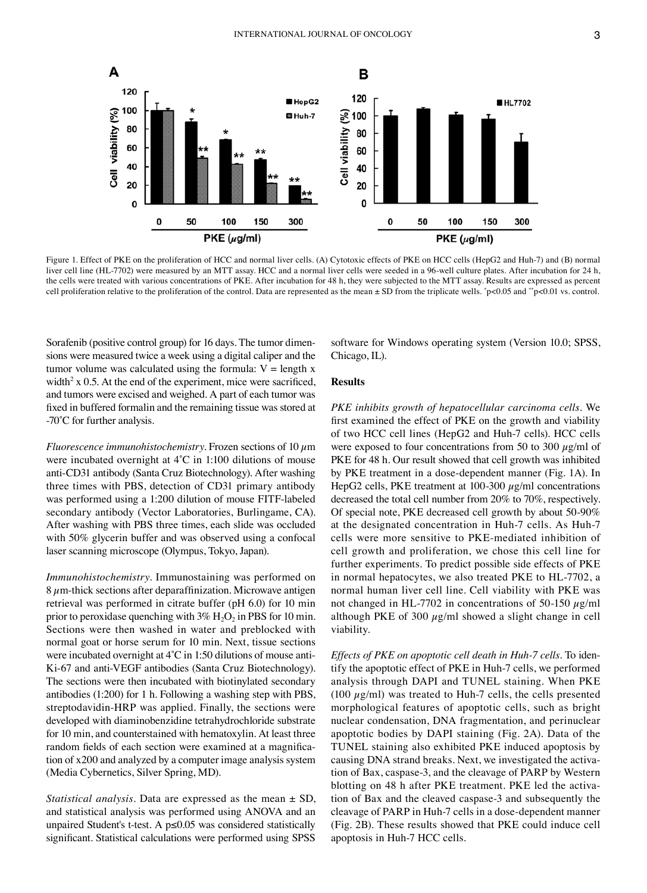Figure 1. Effect of PKE on the proliferation of HCC and normal liver cells. (A) Cytotoxic effects of PKE on HCC cells (HepG2 and Huh-7) and (B) normal liver cell line (HL-7702) were measured by an MTT assay. HCC and a normal liver cells were seeded in a 96-well culture plates. After incubation for 24 h, the cells were treated with various concentrations of PKE. After incubation for 48 h, they were subjected to the MTT assay. Results are expressed as percent cell proliferation relative to the proliferation of the control. Data are represented as the mean ± SD from the triplicate wells. $^{*}p<0.05$ and $^{**}p<0.01$ vs. control.

Sorafenib (positive control group) for 16 days. The tumor dimensions were measured twice a week using a digital caliper and the tumor volume was calculated using the formula: $V = \text{length} \times \text{width}^2 \times 0.5$. At the end of the experiment, mice were sacrificed, and tumors were excised and weighed. A part of each tumor was fixed in buffered formalin and the remaining tissue was stored at -70˚C for further analysis.

*Fluorescence immunohistochemistry.* Frozen sections of 10 $\mu$m were incubated overnight at 4˚C in 1:100 dilutions of mouse anti-CD31 antibody (Santa Cruz Biotechnology). After washing three times with PBS, detection of CD31 primary antibody was performed using a 1:200 dilution of mouse FITF-labeled secondary antibody (Vector Laboratories, Burlingame, CA). After washing with PBS three times, each slide was occluded with 50% glycerin buffer and was observed using a confocal laser scanning microscope (Olympus, Tokyo, Japan).

*Immunohistochemistry.* Immunostaining was performed on 8 $\mu$m-thick sections after deparaffinization. Microwave antigen retrieval was performed in citrate buffer (pH 6.0) for 10 min prior to peroxidase quenching with 3% $H_2O_2$ in PBS for 10 min. Sections were then washed in water and preblocked with normal goat or horse serum for 10 min. Next, tissue sections were incubated overnight at 4˚C in 1:50 dilutions of mouse anti-Ki-67 and anti-VEGF antibodies (Santa Cruz Biotechnology). The sections were then incubated with biotinylated secondary antibodies (1:200) for 1 h. Following a washing step with PBS, streptodavidin-HRP was applied. Finally, the sections were developed with diaminobenzidine tetrahydrochloride substrate for 10 min, and counterstained with hematoxylin. At least three random fields of each section were examined at a magnification of x200 and analyzed by a computer image analysis system (Media Cybernetics, Silver Spring, MD).

*Statistical analysis.* Data are expressed as the mean ± SD, and statistical analysis was performed using ANOVA and an unpaired Student's t-test. A $p \leq 0.05$ was considered statistically significant. Statistical calculations were performed using SPSS software for Windows operating system (Version 10.0; SPSS, Chicago, IL).

## Results

*PKE inhibits growth of hepatocellular carcinoma cells.* We first examined the effect of PKE on the growth and viability of two HCC cell lines (HepG2 and Huh-7 cells). HCC cells were exposed to four concentrations from 50 to 300 $\mu$g/ml of PKE for 48 h. Our result showed that cell growth was inhibited by PKE treatment in a dose-dependent manner (Fig. 1A). In HepG2 cells, PKE treatment at 100-300 $\mu$g/ml concentrations decreased the total cell number from 20% to 70%, respectively. Of special note, PKE decreased cell growth by about 50-90% at the designated concentration in Huh-7 cells. As Huh-7 cells were more sensitive to PKE-mediated inhibition of cell growth and proliferation, we chose this cell line for further experiments. To predict possible side effects of PKE in normal hepatocytes, we also treated PKE to HL-7702, a normal human liver cell line. Cell viability with PKE was not changed in HL-7702 in concentrations of 50-150 $\mu$g/ml although PKE of 300 $\mu$g/ml showed a slight change in cell viability.

*Effects of PKE on apoptotic cell death in Huh-7 cells.* To identify the apoptotic effect of PKE in Huh-7 cells, we performed analysis through DAPI and TUNEL staining. When PKE (100 $\mu$g/ml) was treated to Huh-7 cells, the cells presented morphological features of apoptotic cells, such as bright nuclear condensation, DNA fragmentation, and perinuclear apoptotic bodies by DAPI staining (Fig. 2A). Data of the TUNEL staining also exhibited PKE induced apoptosis by causing DNA strand breaks. Next, we investigated the activation of Bax, caspase-3, and the cleavage of PARP by Western blotting on 48 h after PKE treatment. PKE led the activation of Bax and the cleaved caspase-3 and subsequently the cleavage of PARP in Huh-7 cells in a dose-dependent manner (Fig. 2B). These results showed that PKE could induce cell apoptosis in Huh-7 HCC cells.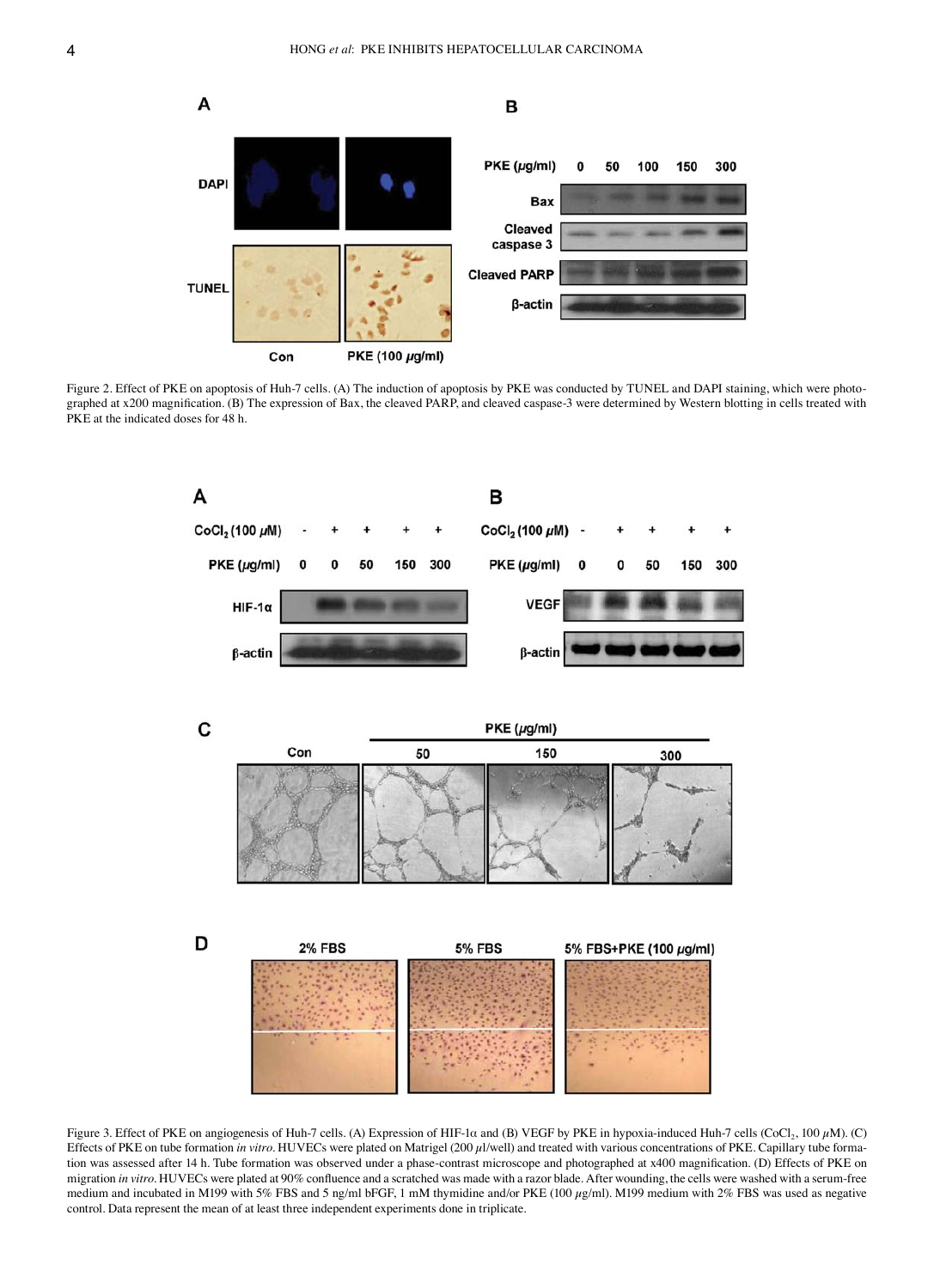Figure 2. Effect of PKE on apoptosis of Huh-7 cells. (A) The induction of apoptosis by PKE was conducted by TUNEL and DAPI staining, which were photographed at x200 magnification. (B) The expression of Bax, the cleaved PARP, and cleaved caspase-3 were determined by Western blotting in cells treated with PKE at the indicated doses for 48 h.

Figure 3. Effect of PKE on angiogenesis of Huh-7 cells. (A) Expression of HIF-1α and (B) VEGF by PKE in hypoxia-induced Huh-7 cells ($CoCl_2$, 100 $\mu$M). (C) Effects of PKE on tube formation *in vitro*. HUVECs were plated on Matrigel (200 $\mu$l/well) and treated with various concentrations of PKE. Capillary tube formation was assessed after 14 h. Tube formation was observed under a phase-contrast microscope and photographed at x400 magnification. (D) Effects of PKE on migration *in vitro*. HUVECs were plated at 90% confluence and a scratched was made with a razor blade. After wounding, the cells were washed with a serum-free medium and incubated in M199 with 5% FBS and 5 ng/ml bFGF, 1 mM thymidine and/or PKE (100 $\mu$g/ml). M199 medium with 2% FBS was used as negative control. Data represent the mean of at least three independent experiments done in triplicate.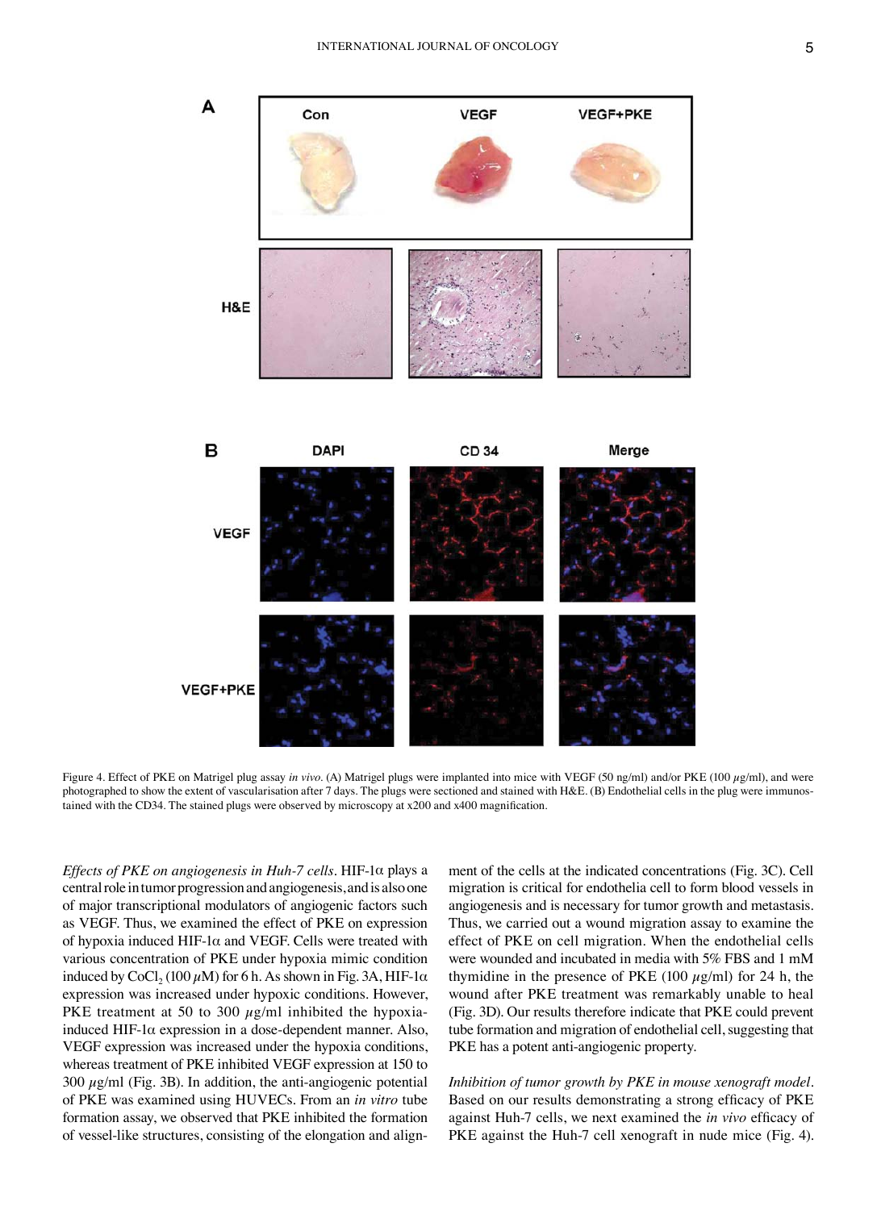Figure 4. Effect of PKE on Matrigel plug assay *in vivo*. (A) Matrigel plugs were implanted into mice with VEGF (50 ng/ml) and/or PKE (100 $\mu$g/ml), and were photographed to show the extent of vascularisation after 7 days. The plugs were sectioned and stained with H&E. (B) Endothelial cells in the plug were immunostained with the CD34. The stained plugs were observed by microscopy at x200 and x400 magnification.

*Effects of PKE on angiogenesis in Huh-7 cells*. HIF-1α plays a central role in tumor progression and angiogenesis, and is also one of major transcriptional modulators of angiogenic factors such as VEGF. Thus, we examined the effect of PKE on expression of hypoxia induced HIF-1α and VEGF. Cells were treated with various concentration of PKE under hypoxia mimic condition induced by $CoCl_2$ (100 $\mu$M) for 6 h. As shown in Fig. 3A, HIF-1α expression was increased under hypoxic conditions. However, PKE treatment at 50 to 300 $\mu$g/ml inhibited the hypoxia-induced HIF-1α expression in a dose-dependent manner. Also, VEGF expression was increased under the hypoxia conditions, whereas treatment of PKE inhibited VEGF expression at 150 to 300 $\mu$g/ml (Fig. 3B). In addition, the anti-angiogenic potential of PKE was examined using HUVECs. From an *in vitro* tube formation assay, we observed that PKE inhibited the formation of vessel-like structures, consisting of the elongation and alignment of the cells at the indicated concentrations (Fig. 3C). Cell migration is critical for endothelia cell to form blood vessels in angiogenesis and is necessary for tumor growth and metastasis. Thus, we carried out a wound migration assay to examine the effect of PKE on cell migration. When the endothelial cells were wounded and incubated in media with 5% FBS and 1 mM thymidine in the presence of PKE (100 $\mu$g/ml) for 24 h, the wound after PKE treatment was remarkably unable to heal (Fig. 3D). Our results therefore indicate that PKE could prevent tube formation and migration of endothelial cell, suggesting that PKE has a potent anti-angiogenic property.

*Inhibition of tumor growth by PKE in mouse xenograft model*. Based on our results demonstrating a strong efficacy of PKE against Huh-7 cells, we next examined the *in vivo* efficacy of PKE against the Huh-7 cell xenograft in nude mice (Fig. 4).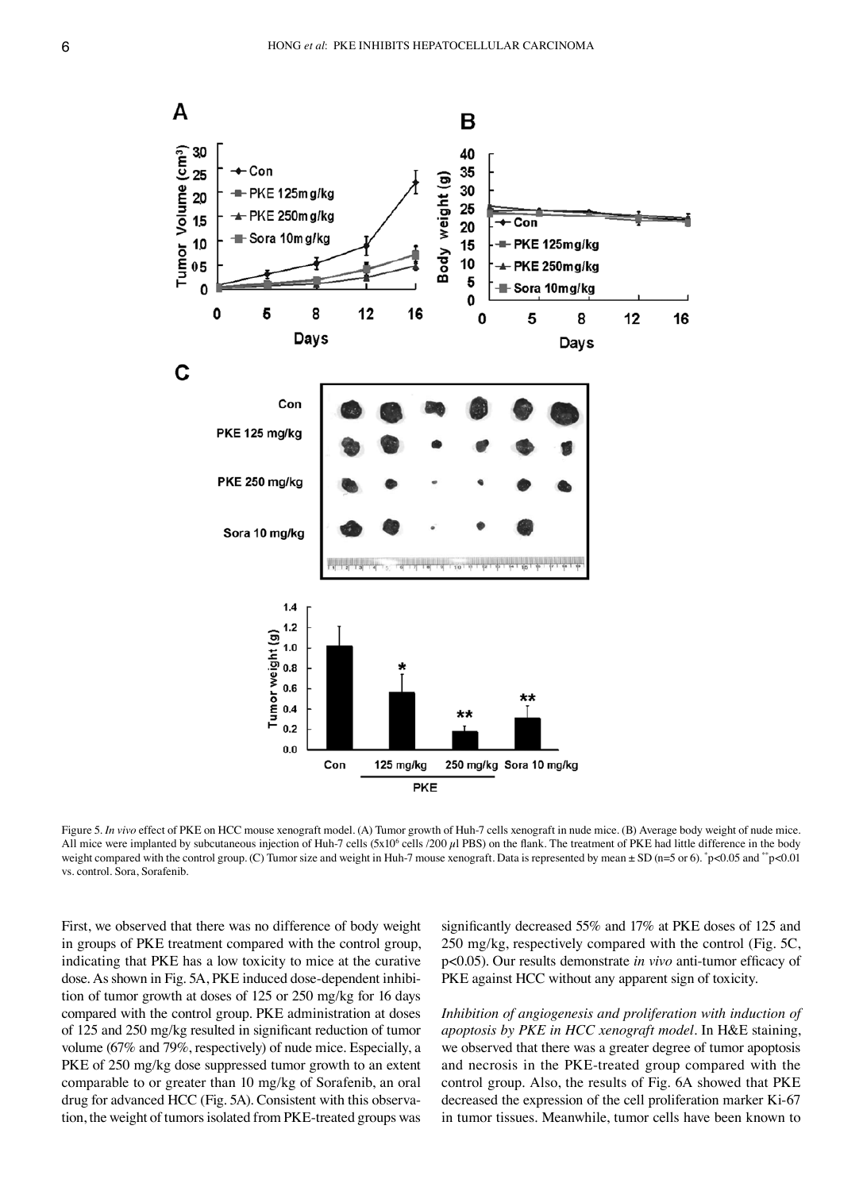Figure 5. *In vivo* effect of PKE on HCC mouse xenograft model. (A) Tumor growth of Huh-7 cells xenograft in nude mice. (B) Average body weight of nude mice. All mice were implanted by subcutaneous injection of Huh-7 cells ($5 \times 10^6$ cells /200 $\mu$l PBS) on the flank. The treatment of PKE had little difference in the body weight compared with the control group. (C) Tumor size and weight in Huh-7 mouse xenograft. Data is represented by mean ± SD (n=5 or 6). [*]p<0.05 and [**]p<0.01 vs. control. Sora, Sorafenib.

First, we observed that there was no difference of body weight in groups of PKE treatment compared with the control group, indicating that PKE has a low toxicity to mice at the curative dose. As shown in Fig. 5A, PKE induced dose-dependent inhibition of tumor growth at doses of 125 or 250 mg/kg for 16 days compared with the control group. PKE administration at doses of 125 and 250 mg/kg resulted in significant reduction of tumor volume (67% and 79%, respectively) of nude mice. Especially, a PKE of 250 mg/kg dose suppressed tumor growth to an extent comparable to or greater than 10 mg/kg of Sorafenib, an oral drug for advanced HCC (Fig. 5A). Consistent with this observation, the weight of tumors isolated from PKE-treated groups was significantly decreased 55% and 17% at PKE doses of 125 and 250 mg/kg, respectively compared with the control (Fig. 5C, $p<0.05$). Our results demonstrate *in vivo* anti-tumor efficacy of PKE against HCC without any apparent sign of toxicity.

*Inhibition of angiogenesis and proliferation with induction of apoptosis by PKE in HCC xenograft model.* In H&E staining, we observed that there was a greater degree of tumor apoptosis and necrosis in the PKE-treated group compared with the control group. Also, the results of Fig. 6A showed that PKE decreased the expression of the cell proliferation marker Ki-67 in tumor tissues. Meanwhile, tumor cells have been known to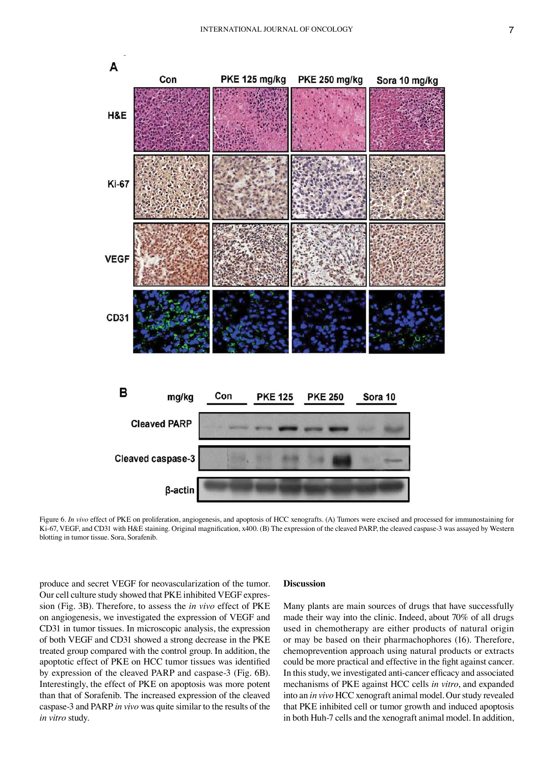Figure 6. *In vivo* effect of PKE on proliferation, angiogenesis, and apoptosis of HCC xenografts. (A) Tumors were excised and processed for immunostaining for Ki-67, VEGF, and CD31 with H&E staining. Original magnification, x400. (B) The expression of the cleaved PARP, the cleaved caspase-3 was assayed by Western blotting in tumor tissue. Sora, Sorafenib.

produce and secret VEGF for neovascularization of the tumor. Our cell culture study showed that PKE inhibited VEGF expression (Fig. 3B). Therefore, to assess the *in vivo* effect of PKE on angiogenesis, we investigated the expression of VEGF and CD31 in tumor tissues. In microscopic analysis, the expression of both VEGF and CD31 showed a strong decrease in the PKE treated group compared with the control group. In addition, the apoptotic effect of PKE on HCC tumor tissues was identified by expression of the cleaved PARP and caspase-3 (Fig. 6B). Interestingly, the effect of PKE on apoptosis was more potent than that of Sorafenib. The increased expression of the cleaved caspase-3 and PARP *in vivo* was quite similar to the results of the *in vitro* study.

## Discussion

Many plants are main sources of drugs that have successfully made their way into the clinic. Indeed, about 70% of all drugs used in chemotherapy are either products of natural origin or may be based on their pharmachophores (16). Therefore, chemoprevention approach using natural products or extracts could be more practical and effective in the fight against cancer. In this study, we investigated anti-cancer efficacy and associated mechanisms of PKE against HCC cells *in vitro*, and expanded into an *in vivo* HCC xenograft animal model. Our study revealed that PKE inhibited cell or tumor growth and induced apoptosis in both Huh-7 cells and the xenograft animal model. In addition,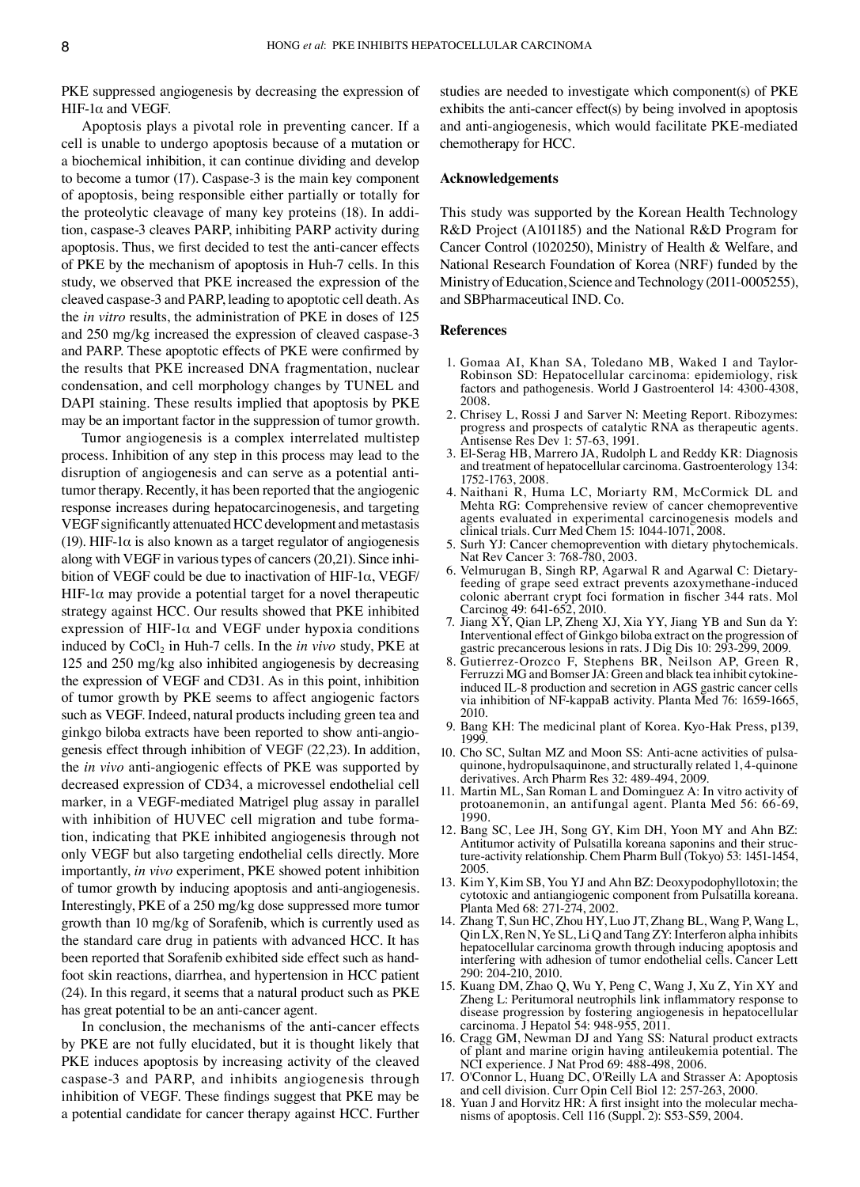PKE suppressed angiogenesis by decreasing the expression of HIF-1α and VEGF.

Apoptosis plays a pivotal role in preventing cancer. If a cell is unable to undergo apoptosis because of a mutation or a biochemical inhibition, it can continue dividing and develop to become a tumor (17). Caspase-3 is the main key component of apoptosis, being responsible either partially or totally for the proteolytic cleavage of many key proteins (18). In addition, caspase-3 cleaves PARP, inhibiting PARP activity during apoptosis. Thus, we first decided to test the anti-cancer effects of PKE by the mechanism of apoptosis in Huh-7 cells. In this study, we observed that PKE increased the expression of the cleaved caspase-3 and PARP, leading to apoptotic cell death. As the *in vitro* results, the administration of PKE in doses of 125 and 250 mg/kg increased the expression of cleaved caspase-3 and PARP. These apoptotic effects of PKE were confirmed by the results that PKE increased DNA fragmentation, nuclear condensation, and cell morphology changes by TUNEL and DAPI staining. These results implied that apoptosis by PKE may be an important factor in the suppression of tumor growth.

Tumor angiogenesis is a complex interrelated multistep process. Inhibition of any step in this process may lead to the disruption of angiogenesis and can serve as a potential antitumor therapy. Recently, it has been reported that the angiogenic response increases during hepatocarcinogenesis, and targeting VEGF significantly attenuated HCC development and metastasis (19). HIF-1α is also known as a target regulator of angiogenesis along with VEGF in various types of cancers (20,21). Since inhibition of VEGF could be due to inactivation of HIF-1α, VEGF/HIF-1α may provide a potential target for a novel therapeutic strategy against HCC. Our results showed that PKE inhibited expression of HIF-1α and VEGF under hypoxia conditions induced by $CoCl_2$ in Huh-7 cells. In the *in vivo* study, PKE at 125 and 250 mg/kg also inhibited angiogenesis by decreasing the expression of VEGF and CD31. As in this point, inhibition of tumor growth by PKE seems to affect angiogenic factors such as VEGF. Indeed, natural products including green tea and ginkgo biloba extracts have been reported to show anti-angiogenesis effect through inhibition of VEGF (22,23). In addition, the *in vivo* anti-angiogenic effects of PKE was supported by decreased expression of CD34, a microvessel endothelial cell marker, in a VEGF-mediated Matrigel plug assay in parallel with inhibition of HUVEC cell migration and tube formation, indicating that PKE inhibited angiogenesis through not only VEGF but also targeting endothelial cells directly. More importantly, *in vivo* experiment, PKE showed potent inhibition of tumor growth by inducing apoptosis and anti-angiogenesis. Interestingly, PKE of a 250 mg/kg dose suppressed more tumor growth than 10 mg/kg of Sorafenib, which is currently used as the standard care drug in patients with advanced HCC. It has been reported that Sorafenib exhibited side effect such as hand-foot skin reactions, diarrhea, and hypertension in HCC patient (24). In this regard, it seems that a natural product such as PKE has great potential to be an anti-cancer agent.

In conclusion, the mechanisms of the anti-cancer effects by PKE are not fully elucidated, but it is thought likely that PKE induces apoptosis by increasing activity of the cleaved caspase-3 and PARP, and inhibits angiogenesis through inhibition of VEGF. These findings suggest that PKE may be a potential candidate for cancer therapy against HCC. Further studies are needed to investigate which component(s) of PKE exhibits the anti-cancer effect(s) by being involved in apoptosis and anti-angiogenesis, which would facilitate PKE-mediated chemotherapy for HCC.

## Acknowledgements

This study was supported by the Korean Health Technology R&D Project (A101185) and the National R&D Program for Cancer Control (1020250), Ministry of Health & Welfare, and National Research Foundation of Korea (NRF) funded by the Ministry of Education, Science and Technology (2011-0005255), and SBPharmaceutical IND. Co.

## References

1. Gomaa AI, Khan SA, Toledano MB, Waked I and Taylor-Robinson SD: Hepatocellular carcinoma: epidemiology, risk factors and pathogenesis. World J Gastroenterol 14: 4300-4308, 2008.
2. Chrisey L, Rossi J and Sarver N: Meeting Report. Ribozymes: progress and prospects of catalytic RNA as therapeutic agents. Antisense Res Dev 1: 57-63, 1991.
3. El-Serag HB, Marrero JA, Rudolph L and Reddy KR: Diagnosis and treatment of hepatocellular carcinoma. Gastroenterology 134: 1752-1763, 2008.
4. Naithani R, Huma LC, Moriarty RM, McCormick DL and Mehta RG: Comprehensive review of cancer chemopreventive agents evaluated in experimental carcinogenesis models and clinical trials. Curr Med Chem 15: 1044-1071, 2008.
5. Surh YJ: Cancer chemoprevention with dietary phytochemicals. Nat Rev Cancer 3: 768-780, 2003.
6. Velmurugan B, Singh RP, Agarwal R and Agarwal C: Dietary-feeding of grape seed extract prevents azoxymethane-induced colonic aberrant crypt foci formation in fischer 344 rats. Mol Carcinog 49: 641-652, 2010.
7. Jiang XY, Qian LP, Zheng XJ, Xia YY, Jiang YB and Sun da Y: Interventional effect of Ginkgo biloba extract on the progression of gastric precancerous lesions in rats. J Dig Dis 10: 293-299, 2009.
8. Gutierrez-Orozco F, Stephens BR, Neilson AP, Green R, Ferruzzi MG and Bomser JA: Green and black tea inhibit cytokine-induced IL-8 production and secretion in AGS gastric cancer cells via inhibition of NF-kappaB activity. Planta Med 76: 1659-1665, 2010.
9. Bang KH: The medicinal plant of Korea. Kyo-Hak Press, p139, 1999.
10. Cho SC, Sultan MZ and Moon SS: Anti-acne activities of pulsaquinone, hydropulsaquinone, and structurally related 1,4-quinone derivatives. Arch Pharm Res 32: 489-494, 2009.
11. Martin ML, San Roman L and Dominguez A: In vitro activity of protoanemonin, an antifungal agent. Planta Med 56: 66-69, 1990.
12. Bang SC, Lee JH, Song GY, Kim DH, Yoon MY and Ahn BZ: Antitumor activity of Pulsatilla koreana saponins and their structure-activity relationship. Chem Pharm Bull (Tokyo) 53: 1451-1454, 2005.
13. Kim Y, Kim SB, You YJ and Ahn BZ: Deoxypodophyllotoxin; the cytotoxic and antiangiogenic component from Pulsatilla koreana. Planta Med 68: 271-274, 2002.
14. Zhang T, Sun HC, Zhou HY, Luo JT, Zhang BL, Wang P, Wang L, Qin LX, Ren N, Ye SL, Li Q and Tang ZY: Interferon alpha inhibits hepatocellular carcinoma growth through inducing apoptosis and interfering with adhesion of tumor endothelial cells. Cancer Lett 290: 204-210, 2010.
15. Kuang DM, Zhao Q, Wu Y, Peng C, Wang J, Xu Z, Yin XY and Zheng L: Peritumoral neutrophils link inflammatory response to disease progression by fostering angiogenesis in hepatocellular carcinoma. J Hepatol 54: 948-955, 2011.
16. Cragg GM, Newman DJ and Yang SS: Natural product extracts of plant and marine origin having antileukemia potential. The NCI experience. J Nat Prod 69: 488-498, 2006.
17. O'Connor L, Huang DC, O'Reilly LA and Strasser A: Apoptosis and cell division. Curr Opin Cell Biol 12: 257-263, 2000.
18. Yuan J and Horvitz HR: A first insight into the molecular mechanisms of apoptosis. Cell 116 (Suppl. 2): S53-S59, 2004.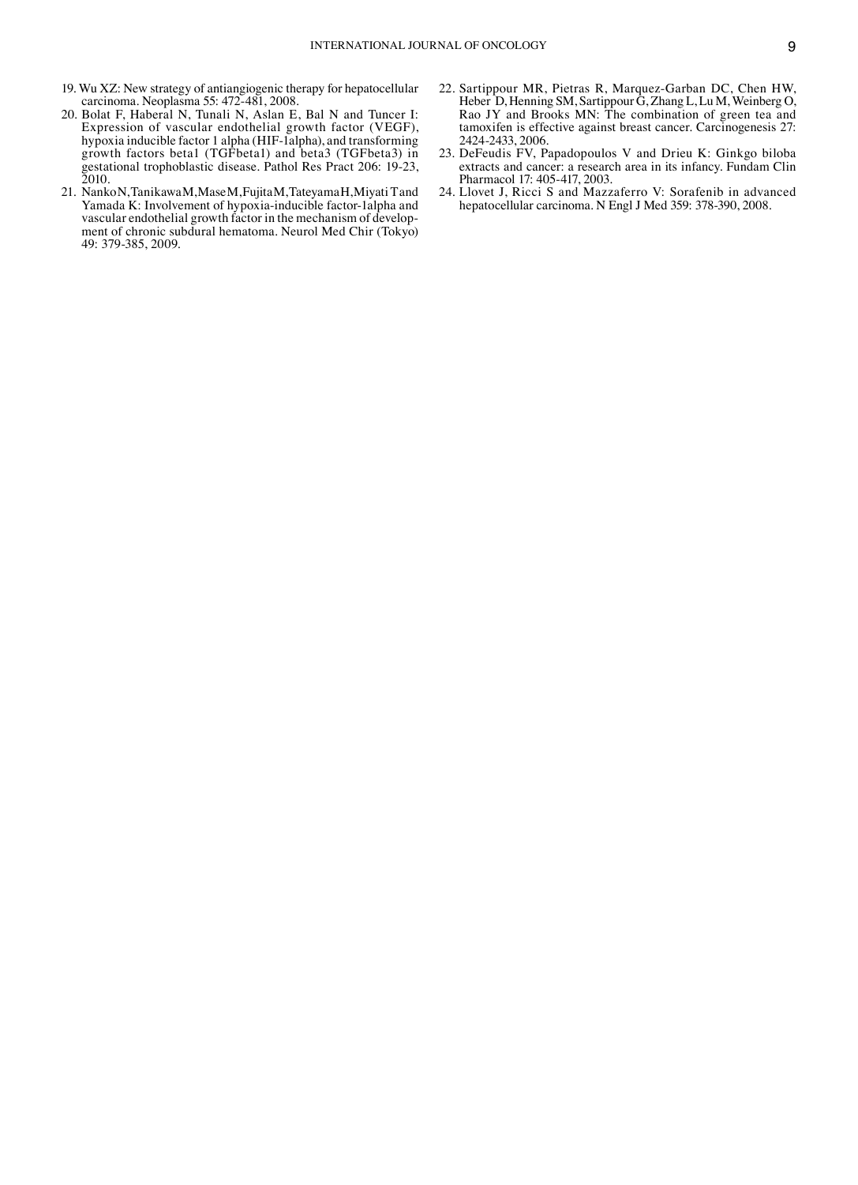19. Wu XZ: New strategy of antiangiogenic therapy for hepatocellular carcinoma. Neoplasma 55: 472-481, 2008.
20. Bolat F, Haberal N, Tunali N, Aslan E, Bal N and Tuncer I: Expression of vascular endothelial growth factor (VEGF), hypoxia inducible factor 1 alpha (HIF-1alpha), and transforming growth factors beta1 (TGFbeta1) and beta3 (TGFbeta3) in gestational trophoblastic disease. Pathol Res Pract 206: 19-23, 2010.
21. Nanko N, Tanikawa M, Mase M, Fujita M, Tateyama H, Miyati T and Yamada K: Involvement of hypoxia-inducible factor-1alpha and vascular endothelial growth factor in the mechanism of development of chronic subdural hematoma. Neurol Med Chir (Tokyo) 49: 379-385, 2009.
22. Sartippour MR, Pietras R, Marquez-Garban DC, Chen HW, Heber D, Henning SM, Sartippour G, Zhang L, Lu M, Weinberg O, Rao JY and Brooks MN: The combination of green tea and tamoxifen is effective against breast cancer. Carcinogenesis 27: 2424-2433, 2006.
23. DeFeudis FV, Papadopoulos V and Drieu K: Ginkgo biloba extracts and cancer: a research area in its infancy. Fundam Clin Pharmacol 17: 405-417, 2003.
24. Llovet J, Ricci S and Mazzaferro V: Sorafenib in advanced hepatocellular carcinoma. N Engl J Med 359: 378-390, 2008.